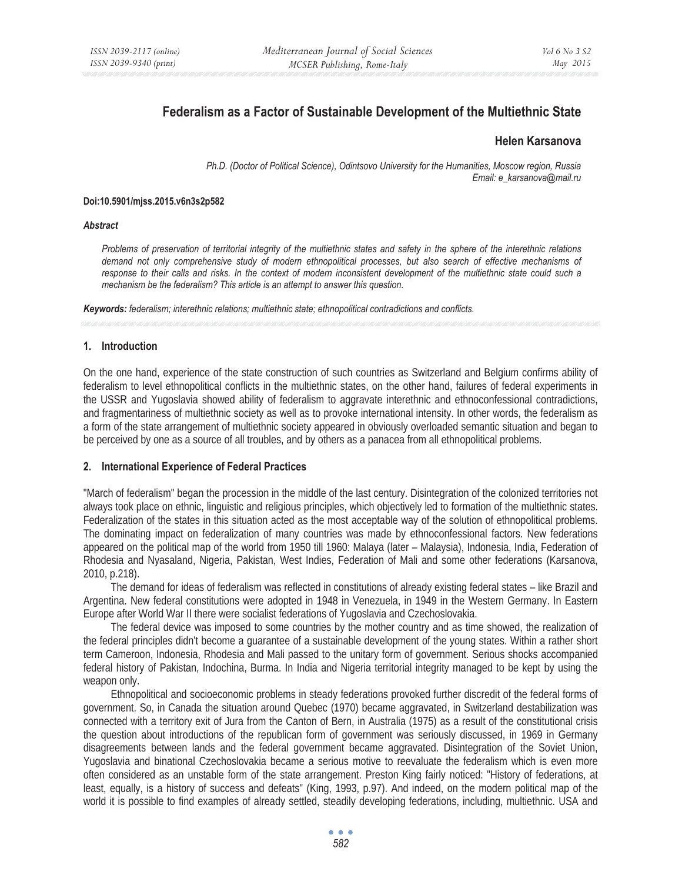# Federalism as a Factor of Sustainable Development of the Multiethnic State

**Helen Karsanova**

*Ph.D. (Doctor of Political Science), Odintsovo University for the Humanities, Moscow region, Russia*
*Email: e_karsanova@mail.ru*

**Doi:10.5901/mjss.2015.v6n3s2p582**

***Abstract***

*Problems of preservation of territorial integrity of the multiethnic states and safety in the sphere of the interethnic relations demand not only comprehensive study of modern ethnopolitical processes, but also search of effective mechanisms of response to their calls and risks. In the context of modern inconsistent development of the multiethnic state could such a mechanism be the federalism? This article is an attempt to answer this question.*

***Keywords:*** *federalism; interethnic relations; multiethnic state; ethnopolitical contradictions and conflicts.*

## 1. Introduction

On the one hand, experience of the state construction of such countries as Switzerland and Belgium confirms ability of federalism to level ethnopolitical conflicts in the multiethnic states, on the other hand, failures of federal experiments in the USSR and Yugoslavia showed ability of federalism to aggravate interethnic and ethnoconfessional contradictions, and fragmentariness of multiethnic society as well as to provoke international intensity. In other words, the federalism as a form of the state arrangement of multiethnic society appeared in obviously overloaded semantic situation and began to be perceived by one as a source of all troubles, and by others as a panacea from all ethnopolitical problems.

## 2. International Experience of Federal Practices

"March of federalism" began the procession in the middle of the last century. Disintegration of the colonized territories not always took place on ethnic, linguistic and religious principles, which objectively led to formation of the multiethnic states. Federalization of the states in this situation acted as the most acceptable way of the solution of ethnopolitical problems. The dominating impact on federalization of many countries was made by ethnoconfessional factors. New federations appeared on the political map of the world from 1950 till 1960: Malaya (later – Malaysia), Indonesia, India, Federation of Rhodesia and Nyasaland, Nigeria, Pakistan, West Indies, Federation of Mali and some other federations (Karsanova, 2010, p.218).

The demand for ideas of federalism was reflected in constitutions of already existing federal states – like Brazil and Argentina. New federal constitutions were adopted in 1948 in Venezuela, in 1949 in the Western Germany. In Eastern Europe after World War II there were socialist federations of Yugoslavia and Czechoslovakia.

The federal device was imposed to some countries by the mother country and as time showed, the realization of the federal principles didn't become a guarantee of a sustainable development of the young states. Within a rather short term Cameroon, Indonesia, Rhodesia and Mali passed to the unitary form of government. Serious shocks accompanied federal history of Pakistan, Indochina, Burma. In India and Nigeria territorial integrity managed to be kept by using the weapon only.

Ethnopolitical and socioeconomic problems in steady federations provoked further discredit of the federal forms of government. So, in Canada the situation around Quebec (1970) became aggravated, in Switzerland destabilization was connected with a territory exit of Jura from the Canton of Bern, in Australia (1975) as a result of the constitutional crisis the question about introductions of the republican form of government was seriously discussed, in 1969 in Germany disagreements between lands and the federal government became aggravated. Disintegration of the Soviet Union, Yugoslavia and binational Czechoslovakia became a serious motive to reevaluate the federalism which is even more often considered as an unstable form of the state arrangement. Preston King fairly noticed: "History of federations, at least, equally, is a history of success and defeats" (King, 1993, p.97). And indeed, on the modern political map of the world it is possible to find examples of already settled, steadily developing federations, including, multiethnic. USA and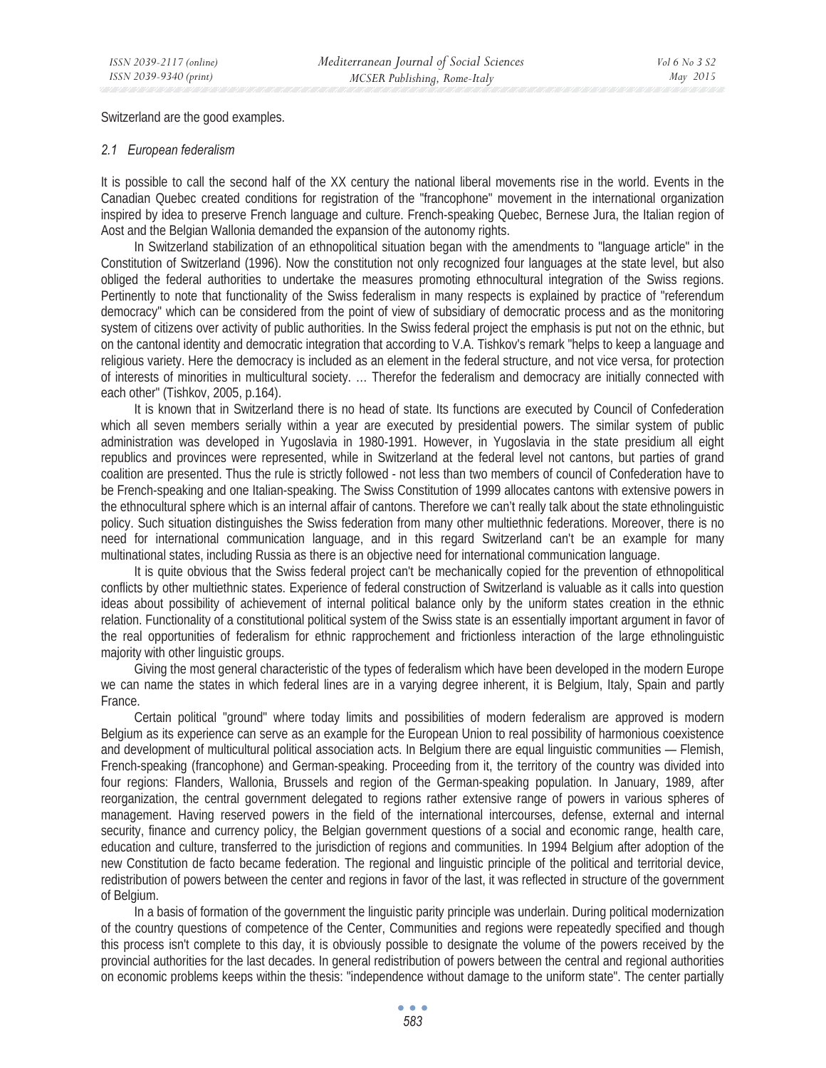Switzerland are the good examples.

### *2.1 European federalism*

It is possible to call the second half of the XX century the national liberal movements rise in the world. Events in the Canadian Quebec created conditions for registration of the "francophone" movement in the international organization inspired by idea to preserve French language and culture. French-speaking Quebec, Bernese Jura, the Italian region of Aost and the Belgian Wallonia demanded the expansion of the autonomy rights.

In Switzerland stabilization of an ethnopolitical situation began with the amendments to "language article" in the Constitution of Switzerland (1996). Now the constitution not only recognized four languages at the state level, but also obliged the federal authorities to undertake the measures promoting ethnocultural integration of the Swiss regions. Pertinently to note that functionality of the Swiss federalism in many respects is explained by practice of "referendum democracy" which can be considered from the point of view of subsidiary of democratic process and as the monitoring system of citizens over activity of public authorities. In the Swiss federal project the emphasis is put not on the ethnic, but on the cantonal identity and democratic integration that according to V.A. Tishkov's remark "helps to keep a language and religious variety. Here the democracy is included as an element in the federal structure, and not vice versa, for protection of interests of minorities in multicultural society. … Therefor the federalism and democracy are initially connected with each other" (Tishkov, 2005, p.164).

It is known that in Switzerland there is no head of state. Its functions are executed by Council of Confederation which all seven members serially within a year are executed by presidential powers. The similar system of public administration was developed in Yugoslavia in 1980-1991. However, in Yugoslavia in the state presidium all eight republics and provinces were represented, while in Switzerland at the federal level not cantons, but parties of grand coalition are presented. Thus the rule is strictly followed - not less than two members of council of Confederation have to be French-speaking and one Italian-speaking. The Swiss Constitution of 1999 allocates cantons with extensive powers in the ethnocultural sphere which is an internal affair of cantons. Therefore we can't really talk about the state ethnolinguistic policy. Such situation distinguishes the Swiss federation from many other multiethnic federations. Moreover, there is no need for international communication language, and in this regard Switzerland can't be an example for many multinational states, including Russia as there is an objective need for international communication language.

It is quite obvious that the Swiss federal project can't be mechanically copied for the prevention of ethnopolitical conflicts by other multiethnic states. Experience of federal construction of Switzerland is valuable as it calls into question ideas about possibility of achievement of internal political balance only by the uniform states creation in the ethnic relation. Functionality of a constitutional political system of the Swiss state is an essentially important argument in favor of the real opportunities of federalism for ethnic rapprochement and frictionless interaction of the large ethnolinguistic majority with other linguistic groups.

Giving the most general characteristic of the types of federalism which have been developed in the modern Europe we can name the states in which federal lines are in a varying degree inherent, it is Belgium, Italy, Spain and partly France.

Certain political "ground" where today limits and possibilities of modern federalism are approved is modern Belgium as its experience can serve as an example for the European Union to real possibility of harmonious coexistence and development of multicultural political association acts. In Belgium there are equal linguistic communities — Flemish, French-speaking (francophone) and German-speaking. Proceeding from it, the territory of the country was divided into four regions: Flanders, Wallonia, Brussels and region of the German-speaking population. In January, 1989, after reorganization, the central government delegated to regions rather extensive range of powers in various spheres of management. Having reserved powers in the field of the international intercourses, defense, external and internal security, finance and currency policy, the Belgian government questions of a social and economic range, health care, education and culture, transferred to the jurisdiction of regions and communities. In 1994 Belgium after adoption of the new Constitution de facto became federation. The regional and linguistic principle of the political and territorial device, redistribution of powers between the center and regions in favor of the last, it was reflected in structure of the government of Belgium.

In a basis of formation of the government the linguistic parity principle was underlain. During political modernization of the country questions of competence of the Center, Communities and regions were repeatedly specified and though this process isn't complete to this day, it is obviously possible to designate the volume of the powers received by the provincial authorities for the last decades. In general redistribution of powers between the central and regional authorities on economic problems keeps within the thesis: "independence without damage to the uniform state". The center partially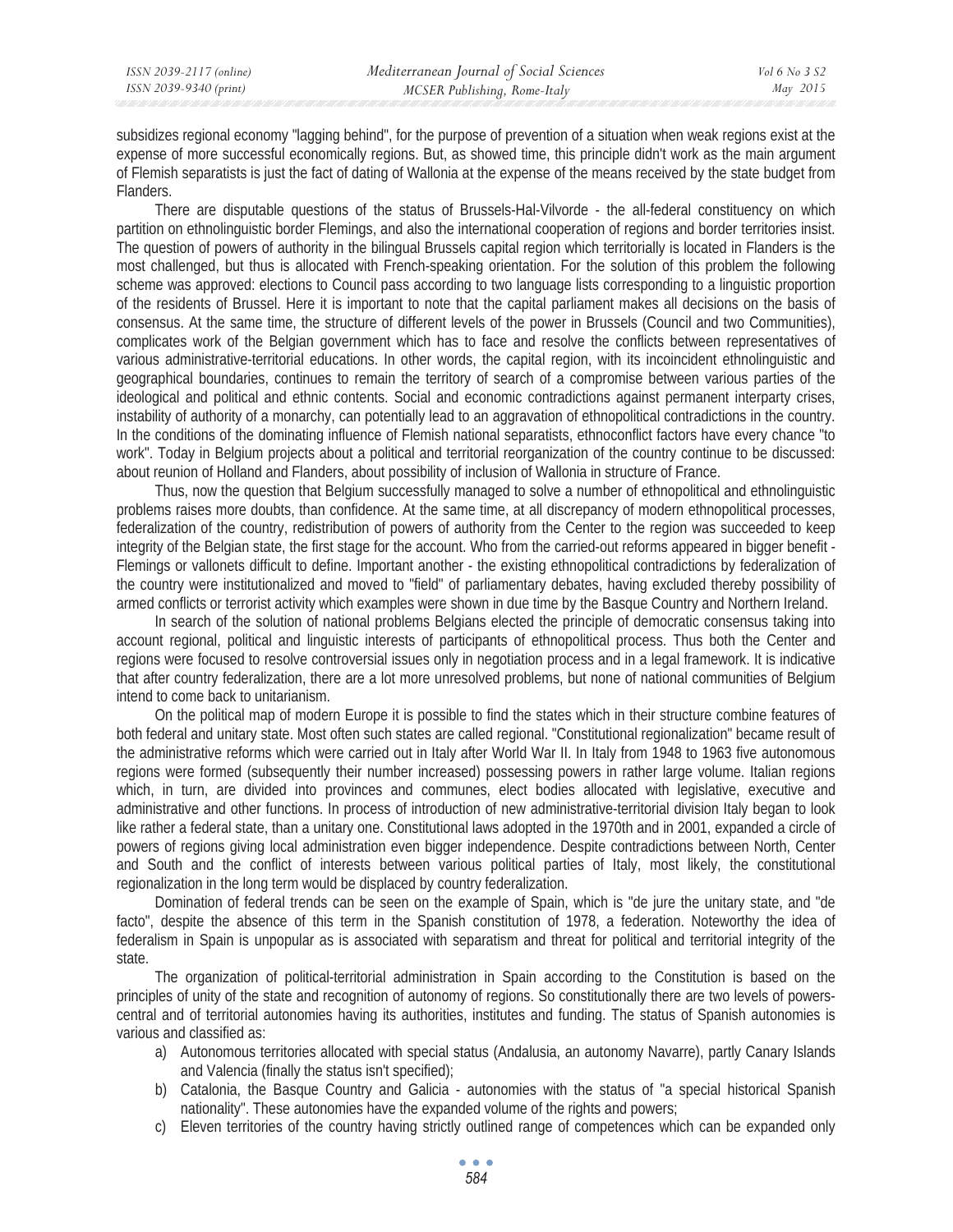subsidizes regional economy "lagging behind", for the purpose of prevention of a situation when weak regions exist at the expense of more successful economically regions. But, as showed time, this principle didn't work as the main argument of Flemish separatists is just the fact of dating of Wallonia at the expense of the means received by the state budget from Flanders.

There are disputable questions of the status of Brussels-Hal-Vilvorde - the all-federal constituency on which partition on ethnolinguistic border Flemings, and also the international cooperation of regions and border territories insist. The question of powers of authority in the bilingual Brussels capital region which territorially is located in Flanders is the most challenged, but thus is allocated with French-speaking orientation. For the solution of this problem the following scheme was approved: elections to Council pass according to two language lists corresponding to a linguistic proportion of the residents of Brussel. Here it is important to note that the capital parliament makes all decisions on the basis of consensus. At the same time, the structure of different levels of the power in Brussels (Council and two Communities), complicates work of the Belgian government which has to face and resolve the conflicts between representatives of various administrative-territorial educations. In other words, the capital region, with its incoincident ethnolinguistic and geographical boundaries, continues to remain the territory of search of a compromise between various parties of the ideological and political and ethnic contents. Social and economic contradictions against permanent interparty crises, instability of authority of a monarchy, can potentially lead to an aggravation of ethnopolitical contradictions in the country. In the conditions of the dominating influence of Flemish national separatists, ethnoconflict factors have every chance "to work". Today in Belgium projects about a political and territorial reorganization of the country continue to be discussed: about reunion of Holland and Flanders, about possibility of inclusion of Wallonia in structure of France.

Thus, now the question that Belgium successfully managed to solve a number of ethnopolitical and ethnolinguistic problems raises more doubts, than confidence. At the same time, at all discrepancy of modern ethnopolitical processes, federalization of the country, redistribution of powers of authority from the Center to the region was succeeded to keep integrity of the Belgian state, the first stage for the account. Who from the carried-out reforms appeared in bigger benefit - Flemings or vallonets difficult to define. Important another - the existing ethnopolitical contradictions by federalization of the country were institutionalized and moved to "field" of parliamentary debates, having excluded thereby possibility of armed conflicts or terrorist activity which examples were shown in due time by the Basque Country and Northern Ireland.

In search of the solution of national problems Belgians elected the principle of democratic consensus taking into account regional, political and linguistic interests of participants of ethnopolitical process. Thus both the Center and regions were focused to resolve controversial issues only in negotiation process and in a legal framework. It is indicative that after country federalization, there are a lot more unresolved problems, but none of national communities of Belgium intend to come back to unitarianism.

On the political map of modern Europe it is possible to find the states which in their structure combine features of both federal and unitary state. Most often such states are called regional. "Constitutional regionalization" became result of the administrative reforms which were carried out in Italy after World War II. In Italy from 1948 to 1963 five autonomous regions were formed (subsequently their number increased) possessing powers in rather large volume. Italian regions which, in turn, are divided into provinces and communes, elect bodies allocated with legislative, executive and administrative and other functions. In process of introduction of new administrative-territorial division Italy began to look like rather a federal state, than a unitary one. Constitutional laws adopted in the 1970th and in 2001, expanded a circle of powers of regions giving local administration even bigger independence. Despite contradictions between North, Center and South and the conflict of interests between various political parties of Italy, most likely, the constitutional regionalization in the long term would be displaced by country federalization.

Domination of federal trends can be seen on the example of Spain, which is "de jure the unitary state, and "de facto", despite the absence of this term in the Spanish constitution of 1978, a federation. Noteworthy the idea of federalism in Spain is unpopular as is associated with separatism and threat for political and territorial integrity of the state.

The organization of political-territorial administration in Spain according to the Constitution is based on the principles of unity of the state and recognition of autonomy of regions. So constitutionally there are two levels of powers-central and of territorial autonomies having its authorities, institutes and funding. The status of Spanish autonomies is various and classified as:

a) Autonomous territories allocated with special status (Andalusia, an autonomy Navarre), partly Canary Islands and Valencia (finally the status isn't specified);
b) Catalonia, the Basque Country and Galicia - autonomies with the status of "a special historical Spanish nationality". These autonomies have the expanded volume of the rights and powers;
c) Eleven territories of the country having strictly outlined range of competences which can be expanded only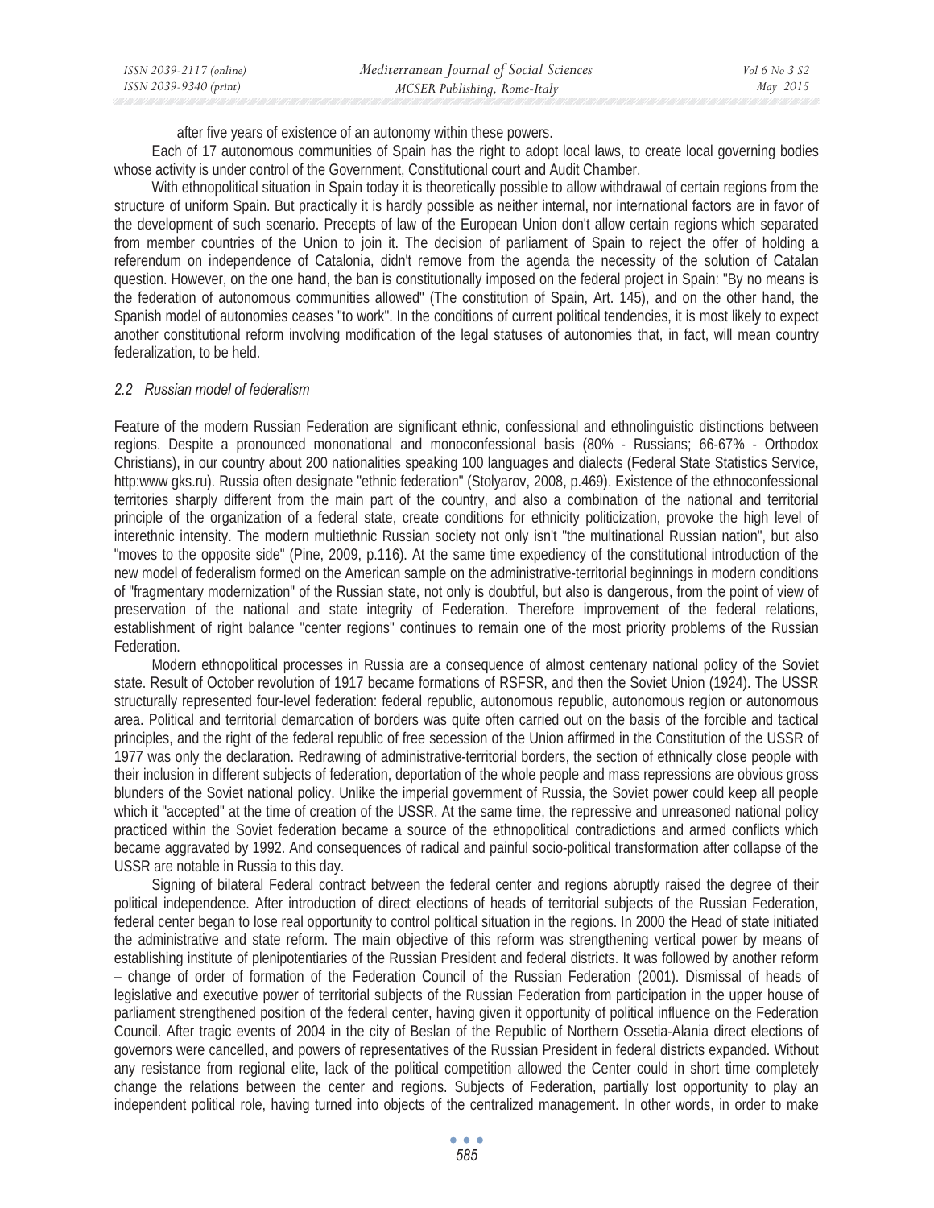after five years of existence of an autonomy within these powers.

Each of 17 autonomous communities of Spain has the right to adopt local laws, to create local governing bodies whose activity is under control of the Government, Constitutional court and Audit Chamber.

With ethnopolitical situation in Spain today it is theoretically possible to allow withdrawal of certain regions from the structure of uniform Spain. But practically it is hardly possible as neither internal, nor international factors are in favor of the development of such scenario. Precepts of law of the European Union don't allow certain regions which separated from member countries of the Union to join it. The decision of parliament of Spain to reject the offer of holding a referendum on independence of Catalonia, didn't remove from the agenda the necessity of the solution of Catalan question. However, on the one hand, the ban is constitutionally imposed on the federal project in Spain: "By no means is the federation of autonomous communities allowed" (The constitution of Spain, Art. 145), and on the other hand, the Spanish model of autonomies ceases "to work". In the conditions of current political tendencies, it is most likely to expect another constitutional reform involving modification of the legal statuses of autonomies that, in fact, will mean country federalization, to be held.

### *2.2 Russian model of federalism*

Feature of the modern Russian Federation are significant ethnic, confessional and ethnolinguistic distinctions between regions. Despite a pronounced mononational and monoconfessional basis (80% - Russians; 66-67% - Orthodox Christians), in our country about 200 nationalities speaking 100 languages and dialects (Federal State Statistics Service, http:www gks.ru). Russia often designate "ethnic federation" (Stolyarov, 2008, p.469). Existence of the ethnoconfessional territories sharply different from the main part of the country, and also a combination of the national and territorial principle of the organization of a federal state, create conditions for ethnicity politicization, provoke the high level of interethnic intensity. The modern multiethnic Russian society not only isn't "the multinational Russian nation", but also "moves to the opposite side" (Pine, 2009, p.116). At the same time expediency of the constitutional introduction of the new model of federalism formed on the American sample on the administrative-territorial beginnings in modern conditions of "fragmentary modernization" of the Russian state, not only is doubtful, but also is dangerous, from the point of view of preservation of the national and state integrity of Federation. Therefore improvement of the federal relations, establishment of right balance "center regions" continues to remain one of the most priority problems of the Russian Federation.

Modern ethnopolitical processes in Russia are a consequence of almost centenary national policy of the Soviet state. Result of October revolution of 1917 became formations of RSFSR, and then the Soviet Union (1924). The USSR structurally represented four-level federation: federal republic, autonomous republic, autonomous region or autonomous area. Political and territorial demarcation of borders was quite often carried out on the basis of the forcible and tactical principles, and the right of the federal republic of free secession of the Union affirmed in the Constitution of the USSR of 1977 was only the declaration. Redrawing of administrative-territorial borders, the section of ethnically close people with their inclusion in different subjects of federation, deportation of the whole people and mass repressions are obvious gross blunders of the Soviet national policy. Unlike the imperial government of Russia, the Soviet power could keep all people which it "accepted" at the time of creation of the USSR. At the same time, the repressive and unreasoned national policy practiced within the Soviet federation became a source of the ethnopolitical contradictions and armed conflicts which became aggravated by 1992. And consequences of radical and painful socio-political transformation after collapse of the USSR are notable in Russia to this day.

Signing of bilateral Federal contract between the federal center and regions abruptly raised the degree of their political independence. After introduction of direct elections of heads of territorial subjects of the Russian Federation, federal center began to lose real opportunity to control political situation in the regions. In 2000 the Head of state initiated the administrative and state reform. The main objective of this reform was strengthening vertical power by means of establishing institute of plenipotentiaries of the Russian President and federal districts. It was followed by another reform – change of order of formation of the Federation Council of the Russian Federation (2001). Dismissal of heads of legislative and executive power of territorial subjects of the Russian Federation from participation in the upper house of parliament strengthened position of the federal center, having given it opportunity of political influence on the Federation Council. After tragic events of 2004 in the city of Beslan of the Republic of Northern Ossetia-Alania direct elections of governors were cancelled, and powers of representatives of the Russian President in federal districts expanded. Without any resistance from regional elite, lack of the political competition allowed the Center could in short time completely change the relations between the center and regions. Subjects of Federation, partially lost opportunity to play an independent political role, having turned into objects of the centralized management. In other words, in order to make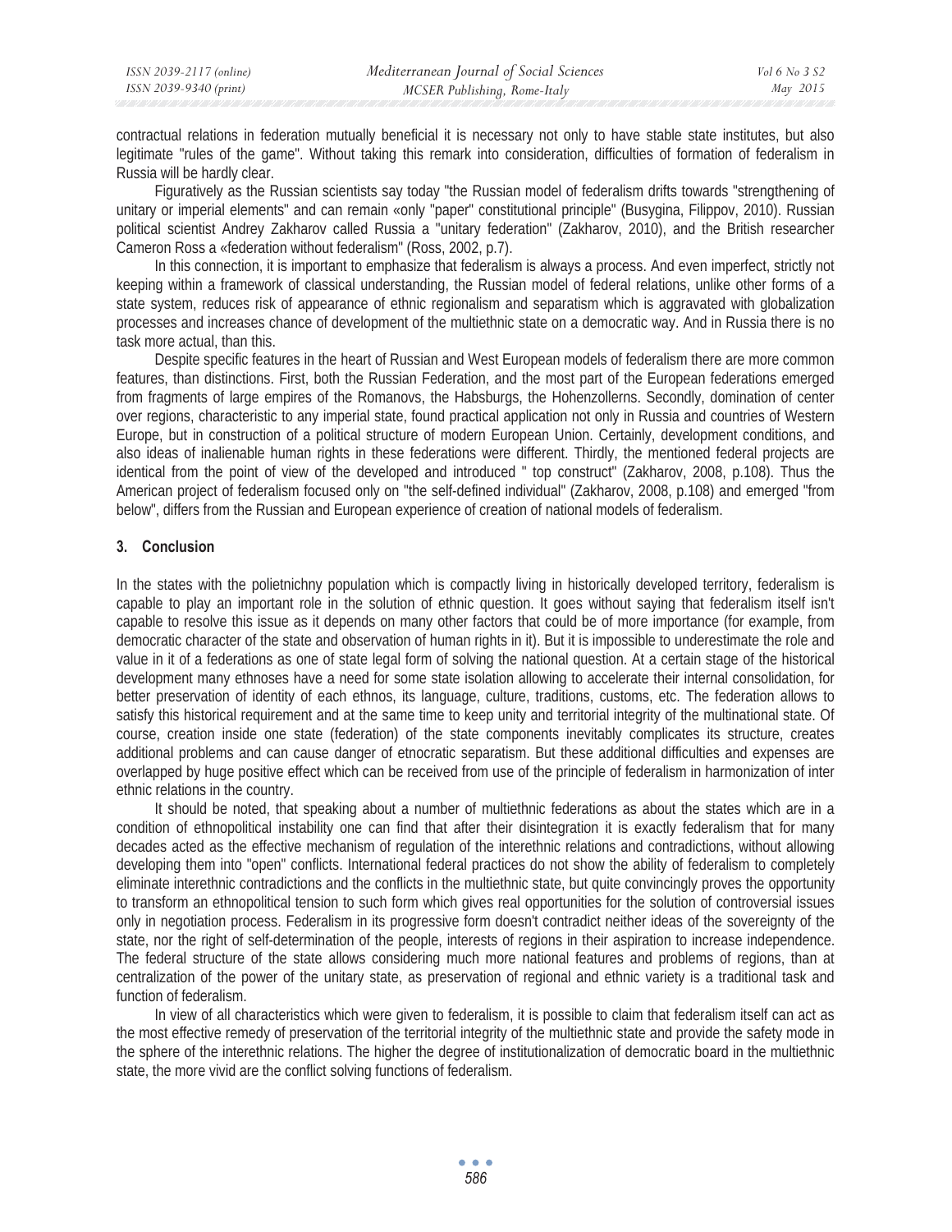contractual relations in federation mutually beneficial it is necessary not only to have stable state institutes, but also legitimate "rules of the game". Without taking this remark into consideration, difficulties of formation of federalism in Russia will be hardly clear.

Figuratively as the Russian scientists say today "the Russian model of federalism drifts towards "strengthening of unitary or imperial elements" and can remain «only "paper" constitutional principle" (Busygina, Filippov, 2010). Russian political scientist Andrey Zakharov called Russia a "unitary federation" (Zakharov, 2010), and the British researcher Cameron Ross a «federation without federalism" (Ross, 2002, p.7).

In this connection, it is important to emphasize that federalism is always a process. And even imperfect, strictly not keeping within a framework of classical understanding, the Russian model of federal relations, unlike other forms of a state system, reduces risk of appearance of ethnic regionalism and separatism which is aggravated with globalization processes and increases chance of development of the multiethnic state on a democratic way. And in Russia there is no task more actual, than this.

Despite specific features in the heart of Russian and West European models of federalism there are more common features, than distinctions. First, both the Russian Federation, and the most part of the European federations emerged from fragments of large empires of the Romanovs, the Habsburgs, the Hohenzollerns. Secondly, domination of center over regions, characteristic to any imperial state, found practical application not only in Russia and countries of Western Europe, but in construction of a political structure of modern European Union. Certainly, development conditions, and also ideas of inalienable human rights in these federations were different. Thirdly, the mentioned federal projects are identical from the point of view of the developed and introduced " top construct" (Zakharov, 2008, p.108). Thus the American project of federalism focused only on "the self-defined individual" (Zakharov, 2008, p.108) and emerged "from below", differs from the Russian and European experience of creation of national models of federalism.

## 3. Conclusion

In the states with the polietnichny population which is compactly living in historically developed territory, federalism is capable to play an important role in the solution of ethnic question. It goes without saying that federalism itself isn't capable to resolve this issue as it depends on many other factors that could be of more importance (for example, from democratic character of the state and observation of human rights in it). But it is impossible to underestimate the role and value in it of a federations as one of state legal form of solving the national question. At a certain stage of the historical development many ethnoses have a need for some state isolation allowing to accelerate their internal consolidation, for better preservation of identity of each ethnos, its language, culture, traditions, customs, etc. The federation allows to satisfy this historical requirement and at the same time to keep unity and territorial integrity of the multinational state. Of course, creation inside one state (federation) of the state components inevitably complicates its structure, creates additional problems and can cause danger of etnocratic separatism. But these additional difficulties and expenses are overlapped by huge positive effect which can be received from use of the principle of federalism in harmonization of inter ethnic relations in the country.

It should be noted, that speaking about a number of multiethnic federations as about the states which are in a condition of ethnopolitical instability one can find that after their disintegration it is exactly federalism that for many decades acted as the effective mechanism of regulation of the interethnic relations and contradictions, without allowing developing them into "open" conflicts. International federal practices do not show the ability of federalism to completely eliminate interethnic contradictions and the conflicts in the multiethnic state, but quite convincingly proves the opportunity to transform an ethnopolitical tension to such form which gives real opportunities for the solution of controversial issues only in negotiation process. Federalism in its progressive form doesn't contradict neither ideas of the sovereignty of the state, nor the right of self-determination of the people, interests of regions in their aspiration to increase independence. The federal structure of the state allows considering much more national features and problems of regions, than at centralization of the power of the unitary state, as preservation of regional and ethnic variety is a traditional task and function of federalism.

In view of all characteristics which were given to federalism, it is possible to claim that federalism itself can act as the most effective remedy of preservation of the territorial integrity of the multiethnic state and provide the safety mode in the sphere of the interethnic relations. The higher the degree of institutionalization of democratic board in the multiethnic state, the more vivid are the conflict solving functions of federalism.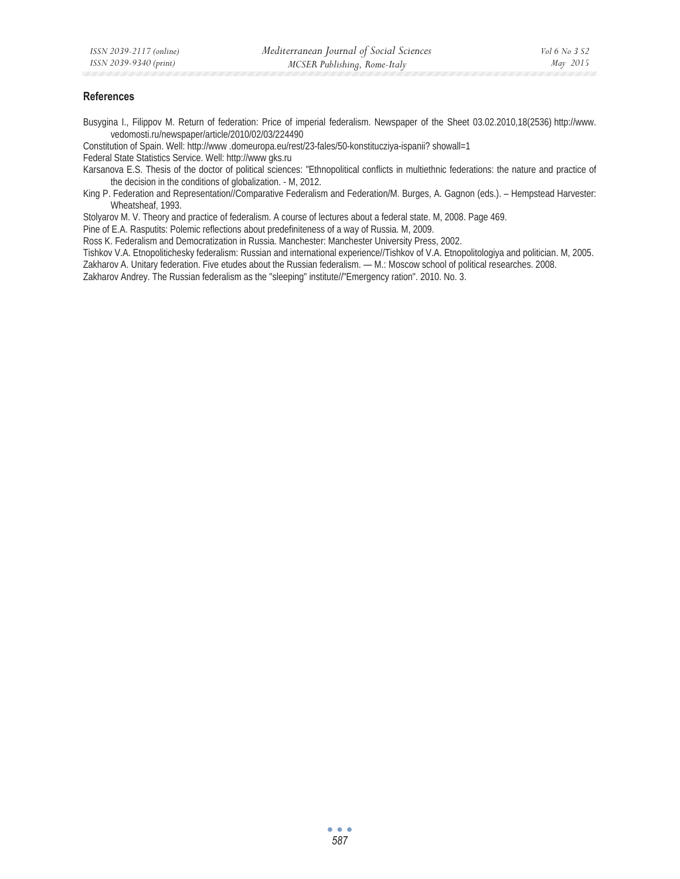## References

Busygina I., Filippov M. Return of federation: Price of imperial federalism. Newspaper of the Sheet 03.02.2010,18(2536) http://www. vedomosti.ru/newspaper/article/2010/02/03/224490

Constitution of Spain. Well: http://www .domeuropa.eu/rest/23-fales/50-konstitucziya-ispanii? showall=1

Federal State Statistics Service. Well: http://www gks.ru

Karsanova E.S. Thesis of the doctor of political sciences: "Ethnopolitical conflicts in multiethnic federations: the nature and practice of the decision in the conditions of globalization. - M, 2012.

King P. Federation and Representation//Comparative Federalism and Federation/M. Burges, A. Gagnon (eds.). – Hempstead Harvester: Wheatsheaf, 1993.

Stolyarov M. V. Theory and practice of federalism. A course of lectures about a federal state. M, 2008. Page 469.

Pine of E.A. Rasputits: Polemic reflections about predefiniteness of a way of Russia. M, 2009.

Ross K. Federalism and Democratization in Russia. Manchester: Manchester University Press, 2002.

Tishkov V.A. Etnopolitichesky federalism: Russian and international experience//Tishkov of V.A. Etnopolitologiya and politician. M, 2005.

Zakharov A. Unitary federation. Five etudes about the Russian federalism. — M.: Moscow school of political researches. 2008.

Zakharov Andrey. The Russian federalism as the "sleeping" institute//"Emergency ration". 2010. No. 3.